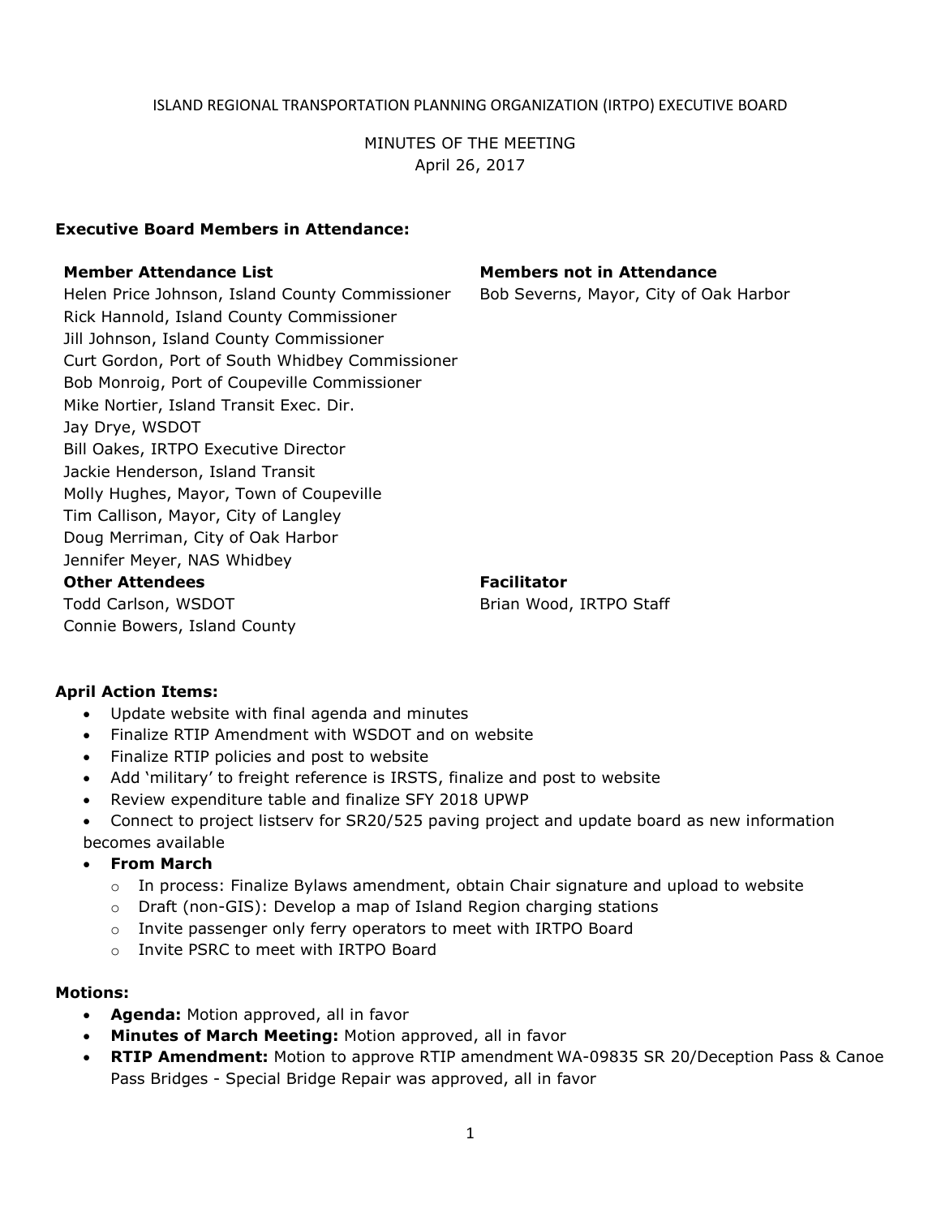ISLAND REGIONAL TRANSPORTATION PLANNING ORGANIZATION (IRTPO) EXECUTIVE BOARD

MINUTES OF THE MEETING
April 26, 2017

**Executive Board Members in Attendance:**

**Member Attendance List**

Helen Price Johnson, Island County Commissioner
Rick Hannold, Island County Commissioner
Jill Johnson, Island County Commissioner
Curt Gordon, Port of South Whidbey Commissioner
Bob Monroig, Port of Coupeville Commissioner
Mike Nortier, Island Transit Exec. Dir.
Jay Drye, WSDOT
Bill Oakes, IRTPO Executive Director
Jackie Henderson, Island Transit
Molly Hughes, Mayor, Town of Coupeville
Tim Callison, Mayor, City of Langley
Doug Merriman, City of Oak Harbor
Jennifer Meyer, NAS Whidbey

**Members not in Attendance**

Bob Severns, Mayor, City of Oak Harbor

**Other Attendees**

Todd Carlson, WSDOT
Connie Bowers, Island County

**Facilitator**

Brian Wood, IRTPO Staff

**April Action Items:**

- Update website with final agenda and minutes
- Finalize RTIP Amendment with WSDOT and on website
- Finalize RTIP policies and post to website
- Add 'military' to freight reference is IRSTS, finalize and post to website
- Review expenditure table and finalize SFY 2018 UPWP
- Connect to project listserv for SR20/525 paving project and update board as new information becomes available
- **From March**
  - In process: Finalize Bylaws amendment, obtain Chair signature and upload to website
  - Draft (non-GIS): Develop a map of Island Region charging stations
  - Invite passenger only ferry operators to meet with IRTPO Board
  - Invite PSRC to meet with IRTPO Board

**Motions:**

- **Agenda:** Motion approved, all in favor
- **Minutes of March Meeting:** Motion approved, all in favor
- **RTIP Amendment:** Motion to approve RTIP amendment WA-09835 SR 20/Deception Pass & Canoe Pass Bridges - Special Bridge Repair was approved, all in favor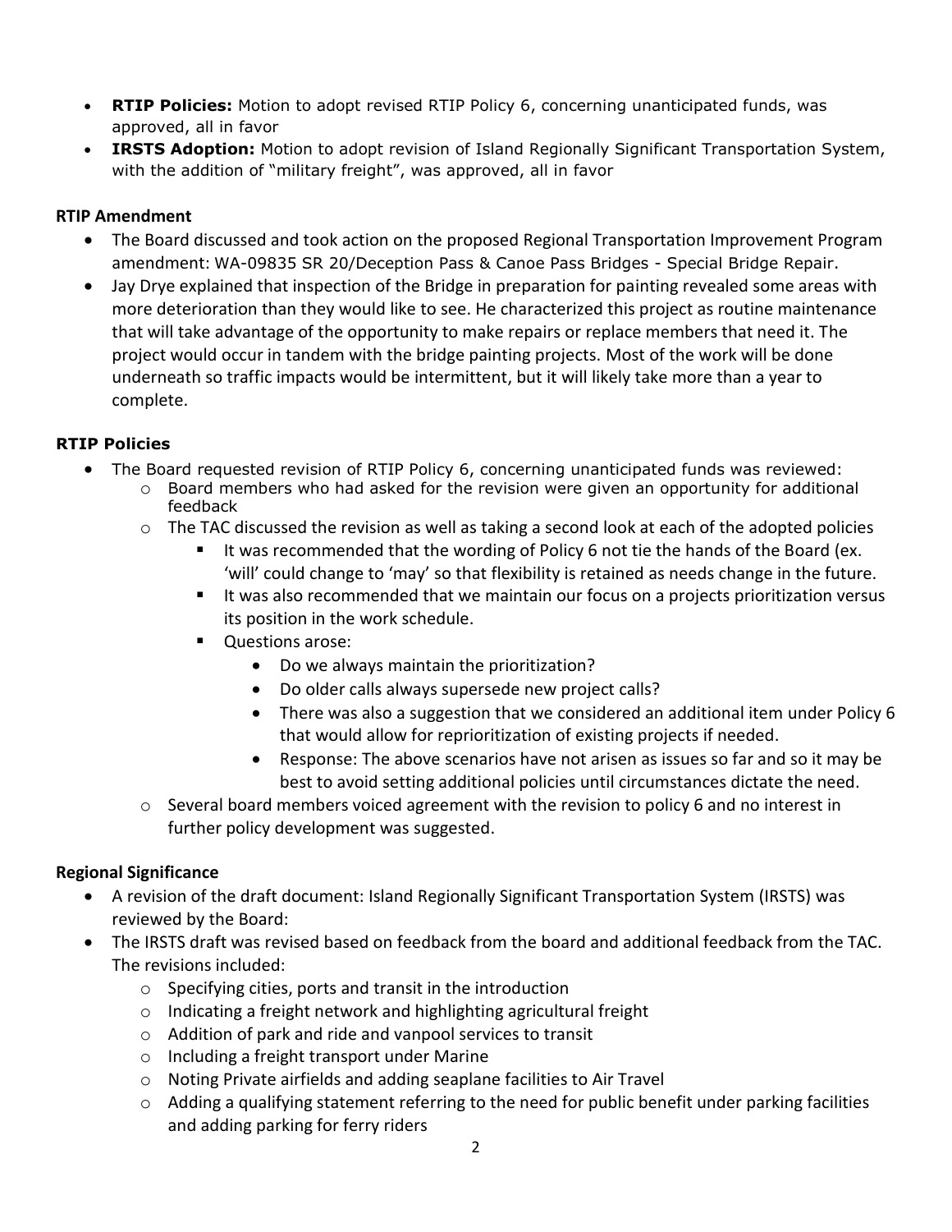- **RTIP Policies:** Motion to adopt revised RTIP Policy 6, concerning unanticipated funds, was approved, all in favor
- **IRSTS Adoption:** Motion to adopt revision of Island Regionally Significant Transportation System, with the addition of "military freight", was approved, all in favor

**RTIP Amendment**

- The Board discussed and took action on the proposed Regional Transportation Improvement Program amendment: WA-09835 SR 20/Deception Pass & Canoe Pass Bridges - Special Bridge Repair.
- Jay Drye explained that inspection of the Bridge in preparation for painting revealed some areas with more deterioration than they would like to see. He characterized this project as routine maintenance that will take advantage of the opportunity to make repairs or replace members that need it. The project would occur in tandem with the bridge painting projects. Most of the work will be done underneath so traffic impacts would be intermittent, but it will likely take more than a year to complete.

**RTIP Policies**

- The Board requested revision of RTIP Policy 6, concerning unanticipated funds was reviewed:
  - Board members who had asked for the revision were given an opportunity for additional feedback
  - The TAC discussed the revision as well as taking a second look at each of the adopted policies
    - It was recommended that the wording of Policy 6 not tie the hands of the Board (ex. 'will' could change to 'may' so that flexibility is retained as needs change in the future.
    - It was also recommended that we maintain our focus on a projects prioritization versus its position in the work schedule.
    - Questions arose:
      - Do we always maintain the prioritization?
      - Do older calls always supersede new project calls?
      - There was also a suggestion that we considered an additional item under Policy 6 that would allow for reprioritization of existing projects if needed.
      - Response: The above scenarios have not arisen as issues so far and so it may be best to avoid setting additional policies until circumstances dictate the need.
  - Several board members voiced agreement with the revision to policy 6 and no interest in further policy development was suggested.

**Regional Significance**

- A revision of the draft document: Island Regionally Significant Transportation System (IRSTS) was reviewed by the Board:
- The IRSTS draft was revised based on feedback from the board and additional feedback from the TAC. The revisions included:
  - Specifying cities, ports and transit in the introduction
  - Indicating a freight network and highlighting agricultural freight
  - Addition of park and ride and vanpool services to transit
  - Including a freight transport under Marine
  - Noting Private airfields and adding seaplane facilities to Air Travel
  - Adding a qualifying statement referring to the need for public benefit under parking facilities and adding parking for ferry riders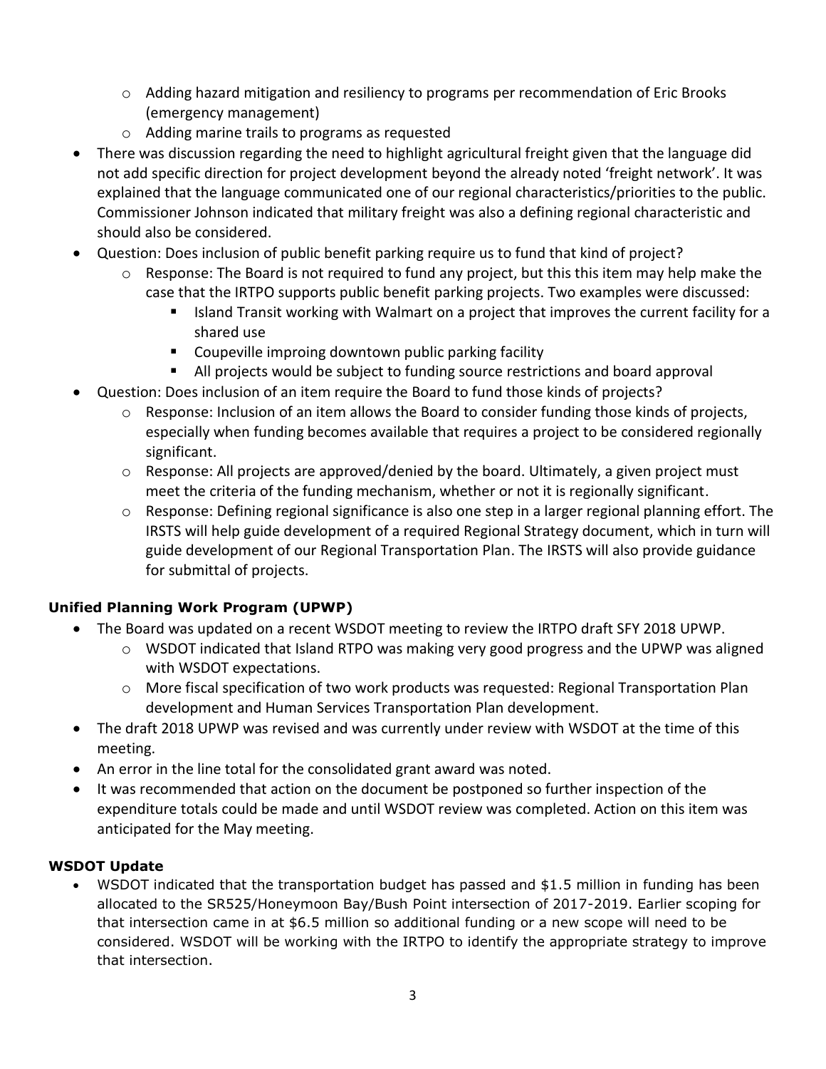- Adding hazard mitigation and resiliency to programs per recommendation of Eric Brooks (emergency management)
    - Adding marine trails to programs as requested
- There was discussion regarding the need to highlight agricultural freight given that the language did not add specific direction for project development beyond the already noted 'freight network'. It was explained that the language communicated one of our regional characteristics/priorities to the public. Commissioner Johnson indicated that military freight was also a defining regional characteristic and should also be considered.
- Question: Does inclusion of public benefit parking require us to fund that kind of project?
    - Response: The Board is not required to fund any project, but this this item may help make the case that the IRTPO supports public benefit parking projects. Two examples were discussed:
        - Island Transit working with Walmart on a project that improves the current facility for a shared use
        - Coupeville improing downtown public parking facility
        - All projects would be subject to funding source restrictions and board approval
- Question: Does inclusion of an item require the Board to fund those kinds of projects?
    - Response: Inclusion of an item allows the Board to consider funding those kinds of projects, especially when funding becomes available that requires a project to be considered regionally significant.
    - Response: All projects are approved/denied by the board. Ultimately, a given project must meet the criteria of the funding mechanism, whether or not it is regionally significant.
    - Response: Defining regional significance is also one step in a larger regional planning effort. The IRSTS will help guide development of a required Regional Strategy document, which in turn will guide development of our Regional Transportation Plan. The IRSTS will also provide guidance for submittal of projects.

**Unified Planning Work Program (UPWP)**

- The Board was updated on a recent WSDOT meeting to review the IRTPO draft SFY 2018 UPWP.
    - WSDOT indicated that Island RTPO was making very good progress and the UPWP was aligned with WSDOT expectations.
    - More fiscal specification of two work products was requested: Regional Transportation Plan development and Human Services Transportation Plan development.
- The draft 2018 UPWP was revised and was currently under review with WSDOT at the time of this meeting.
- An error in the line total for the consolidated grant award was noted.
- It was recommended that action on the document be postponed so further inspection of the expenditure totals could be made and until WSDOT review was completed. Action on this item was anticipated for the May meeting.

**WSDOT Update**

- WSDOT indicated that the transportation budget has passed and $1.5 million in funding has been allocated to the SR525/Honeymoon Bay/Bush Point intersection of 2017-2019. Earlier scoping for that intersection came in at $6.5 million so additional funding or a new scope will need to be considered. WSDOT will be working with the IRTPO to identify the appropriate strategy to improve that intersection.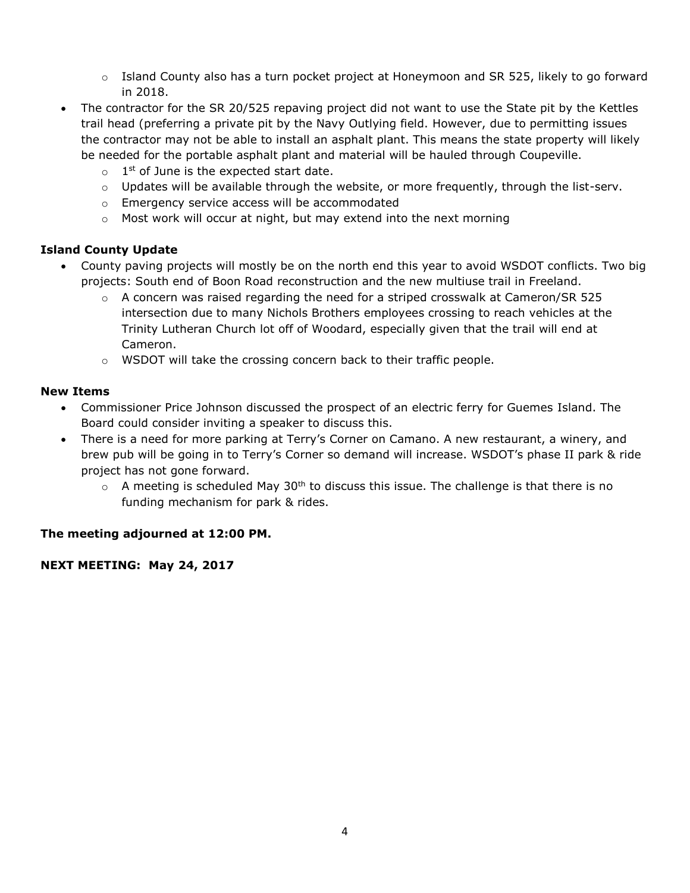- Island County also has a turn pocket project at Honeymoon and SR 525, likely to go forward in 2018.
- The contractor for the SR 20/525 repaving project did not want to use the State pit by the Kettles trail head (preferring a private pit by the Navy Outlying field. However, due to permitting issues the contractor may not be able to install an asphalt plant. This means the state property will likely be needed for the portable asphalt plant and material will be hauled through Coupeville.
    - 1st of June is the expected start date.
    - Updates will be available through the website, or more frequently, through the list-serv.
    - Emergency service access will be accommodated
    - Most work will occur at night, but may extend into the next morning

**Island County Update**

- County paving projects will mostly be on the north end this year to avoid WSDOT conflicts. Two big projects: South end of Boon Road reconstruction and the new multiuse trail in Freeland.
    - A concern was raised regarding the need for a striped crosswalk at Cameron/SR 525 intersection due to many Nichols Brothers employees crossing to reach vehicles at the Trinity Lutheran Church lot off of Woodard, especially given that the trail will end at Cameron.
    - WSDOT will take the crossing concern back to their traffic people.

**New Items**

- Commissioner Price Johnson discussed the prospect of an electric ferry for Guemes Island. The Board could consider inviting a speaker to discuss this.
- There is a need for more parking at Terry's Corner on Camano. A new restaurant, a winery, and brew pub will be going in to Terry's Corner so demand will increase. WSDOT's phase II park & ride project has not gone forward.
    - A meeting is scheduled May 30th to discuss this issue. The challenge is that there is no funding mechanism for park & rides.

**The meeting adjourned at 12:00 PM.**

**NEXT MEETING: May 24, 2017**